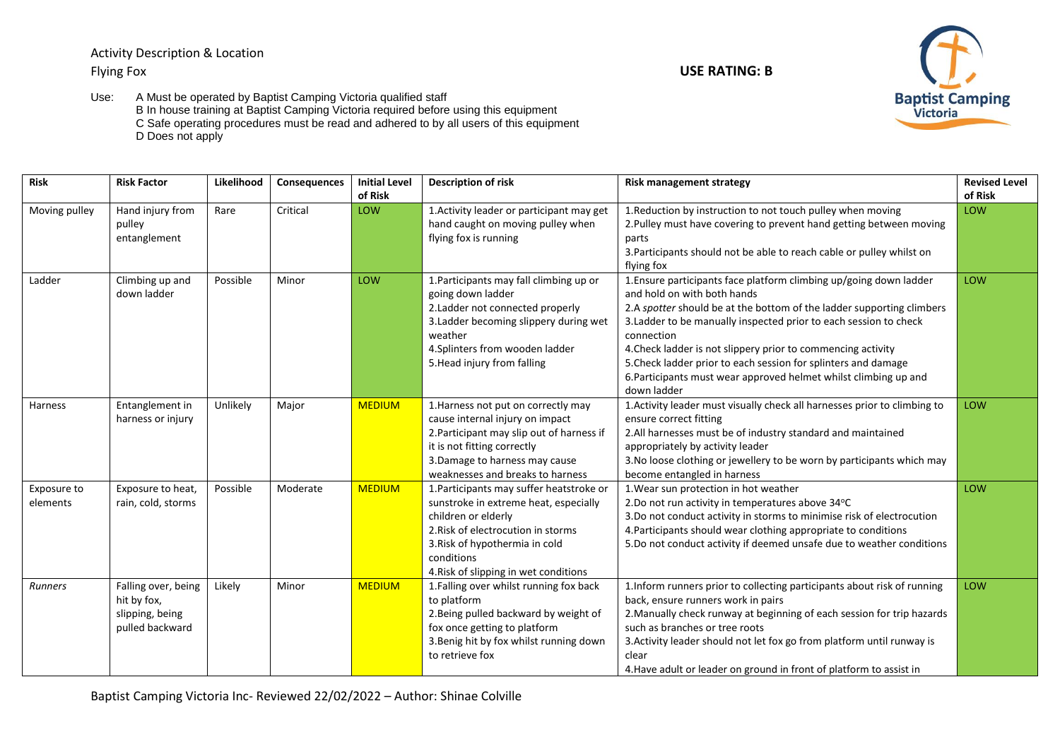Activity Description & Location

Flying Fox

**USE RATING: B**

Use: A Must be operated by Baptist Camping Victoria qualified staff
B In house training at Baptist Camping Victoria required before using this equipment
C Safe operating procedures must be read and adhered to by all users of this equipment
D Does not apply

| Risk | Risk Factor | Likelihood | Consequences | Initial Level of Risk | Description of risk | Risk management strategy | Revised Level of Risk |
|---|---|---|---|---|---|---|---|
| Moving pulley | Hand injury from pulley entanglement | Rare | Critical | LOW | 1.Activity leader or participant may get hand caught on moving pulley when flying fox is running | 1.Reduction by instruction to not touch pulley when moving<br>2.Pulley must have covering to prevent hand getting between moving parts<br>3.Participants should not be able to reach cable or pulley whilst on flying fox | LOW |
| Ladder | Climbing up and down ladder | Possible | Minor | LOW | 1.Participants may fall climbing up or going down ladder<br>2.Ladder not connected properly<br>3.Ladder becoming slippery during wet weather<br>4.Splinters from wooden ladder<br>5.Head injury from falling | 1.Ensure participants face platform climbing up/going down ladder and hold on with both hands<br>2.A *spotter* should be at the bottom of the ladder supporting climbers<br>3.Ladder to be manually inspected prior to each session to check connection<br>4.Check ladder is not slippery prior to commencing activity<br>5.Check ladder prior to each session for splinters and damage<br>6.Participants must wear approved helmet whilst climbing up and down ladder | LOW |
| Harness | Entanglement in harness or injury | Unlikely | Major | MEDIUM | 1.Harness not put on correctly may cause internal injury on impact<br>2.Participant may slip out of harness if it is not fitting correctly<br>3.Damage to harness may cause weaknesses and breaks to harness | 1.Activity leader must visually check all harnesses prior to climbing to ensure correct fitting<br>2.All harnesses must be of industry standard and maintained appropriately by activity leader<br>3.No loose clothing or jewellery to be worn by participants which may become entangled in harness | LOW |
| Exposure to elements | Exposure to heat, rain, cold, storms | Possible | Moderate | MEDIUM | 1.Participants may suffer heatstroke or sunstroke in extreme heat, especially children or elderly<br>2.Risk of electrocution in storms<br>3.Risk of hypothermia in cold conditions<br>4.Risk of slipping in wet conditions | 1.Wear sun protection in hot weather<br>2.Do not run activity in temperatures above 34°C<br>3.Do not conduct activity in storms to minimise risk of electrocution<br>4.Participants should wear clothing appropriate to conditions<br>5.Do not conduct activity if deemed unsafe due to weather conditions | LOW |
| *Runners* | Falling over, being hit by fox, slipping, being pulled backward | Likely | Minor | MEDIUM | 1.Falling over whilst running fox back to platform<br>2.Being pulled backward by weight of fox once getting to platform<br>3.Benig hit by fox whilst running down to retrieve fox | 1.Inform runners prior to collecting participants about risk of running back, ensure runners work in pairs<br>2.Manually check runway at beginning of each session for trip hazards such as branches or tree roots<br>3.Activity leader should not let fox go from platform until runway is clear<br>4.Have adult or leader on ground in front of platform to assist in | LOW |

Baptist Camping Victoria Inc- Reviewed 22/02/2022 – Author: Shinae Colville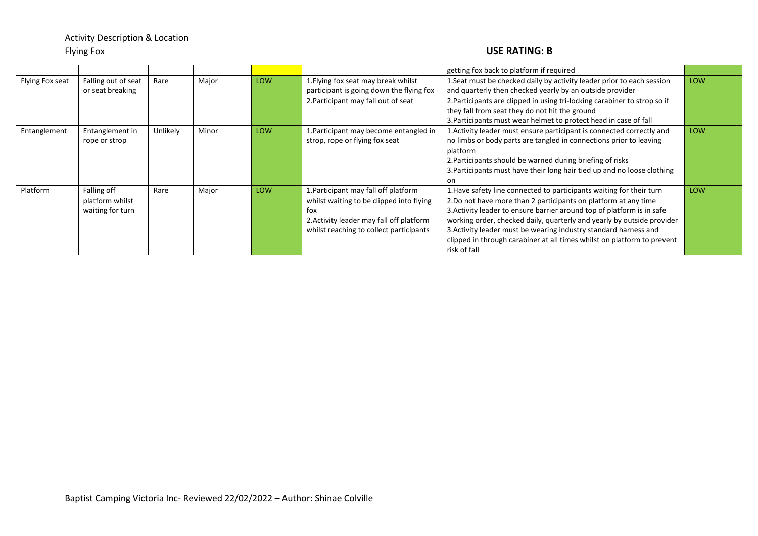Activity Description & Location

Flying Fox

**USE RATING: B**

| | | | | | | | |
|---|---|---|---|---|---|---|---|
| | | | | | | getting fox back to platform if required | |
| Flying Fox seat | Falling out of seat or seat breaking | Rare | Major | LOW | 1.Flying fox seat may break whilst participant is going down the flying fox<br>2.Participant may fall out of seat | 1.Seat must be checked daily by activity leader prior to each session and quarterly then checked yearly by an outside provider<br>2.Participants are clipped in using tri-locking carabiner to strop so if they fall from seat they do not hit the ground<br>3.Participants must wear helmet to protect head in case of fall | LOW |
| Entanglement | Entanglement in rope or strop | Unlikely | Minor | LOW | 1.Participant may become entangled in strop, rope or flying fox seat | 1.Activity leader must ensure participant is connected correctly and no limbs or body parts are tangled in connections prior to leaving platform<br>2.Participants should be warned during briefing of risks<br>3.Participants must have their long hair tied up and no loose clothing on | LOW |
| Platform | Falling off platform whilst waiting for turn | Rare | Major | LOW | 1.Participant may fall off platform whilst waiting to be clipped into flying fox<br>2.Activity leader may fall off platform whilst reaching to collect participants | 1.Have safety line connected to participants waiting for their turn<br>2.Do not have more than 2 participants on platform at any time<br>3.Activity leader to ensure barrier around top of platform is in safe working order, checked daily, quarterly and yearly by outside provider<br>3.Activity leader must be wearing industry standard harness and clipped in through carabiner at all times whilst on platform to prevent risk of fall | LOW |

Baptist Camping Victoria Inc- Reviewed 22/02/2022 – Author: Shinae Colville